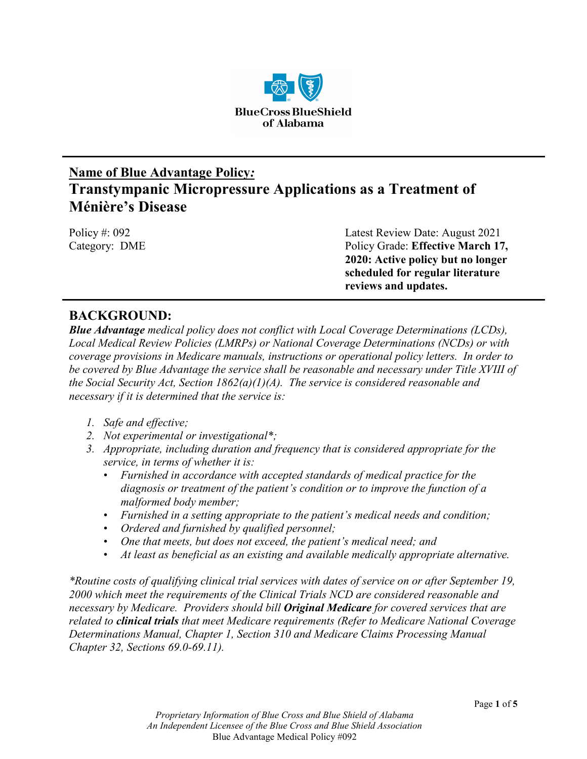BlueCross BlueShield of Alabama

**Name of Blue Advantage Policy:**

# Transtympanic Micropressure Applications as a Treatment of Ménière's Disease

Policy #: 092
Category: DME

Latest Review Date: August 2021
Policy Grade: **Effective March 17, 2020: Active policy but no longer scheduled for regular literature reviews and updates.**

## BACKGROUND:

***Blue Advantage*** *medical policy does not conflict with Local Coverage Determinations (LCDs), Local Medical Review Policies (LMRPs) or National Coverage Determinations (NCDs) or with coverage provisions in Medicare manuals, instructions or operational policy letters. In order to be covered by Blue Advantage the service shall be reasonable and necessary under Title XVIII of the Social Security Act, Section 1862(a)(1)(A). The service is considered reasonable and necessary if it is determined that the service is:*

1. *Safe and effective;*
2. *Not experimental or investigational*\*;*
3. *Appropriate, including duration and frequency that is considered appropriate for the service, in terms of whether it is:*
   - *Furnished in accordance with accepted standards of medical practice for the diagnosis or treatment of the patient's condition or to improve the function of a malformed body member;*
   - *Furnished in a setting appropriate to the patient's medical needs and condition;*
   - *Ordered and furnished by qualified personnel;*
   - *One that meets, but does not exceed, the patient's medical need; and*
   - *At least as beneficial as an existing and available medically appropriate alternative.*

*\*Routine costs of qualifying clinical trial services with dates of service on or after September 19, 2000 which meet the requirements of the Clinical Trials NCD are considered reasonable and necessary by Medicare. Providers should bill* ***Original Medicare*** *for covered services that are related to* ***clinical trials*** *that meet Medicare requirements (Refer to Medicare National Coverage Determinations Manual, Chapter 1, Section 310 and Medicare Claims Processing Manual Chapter 32, Sections 69.0-69.11).*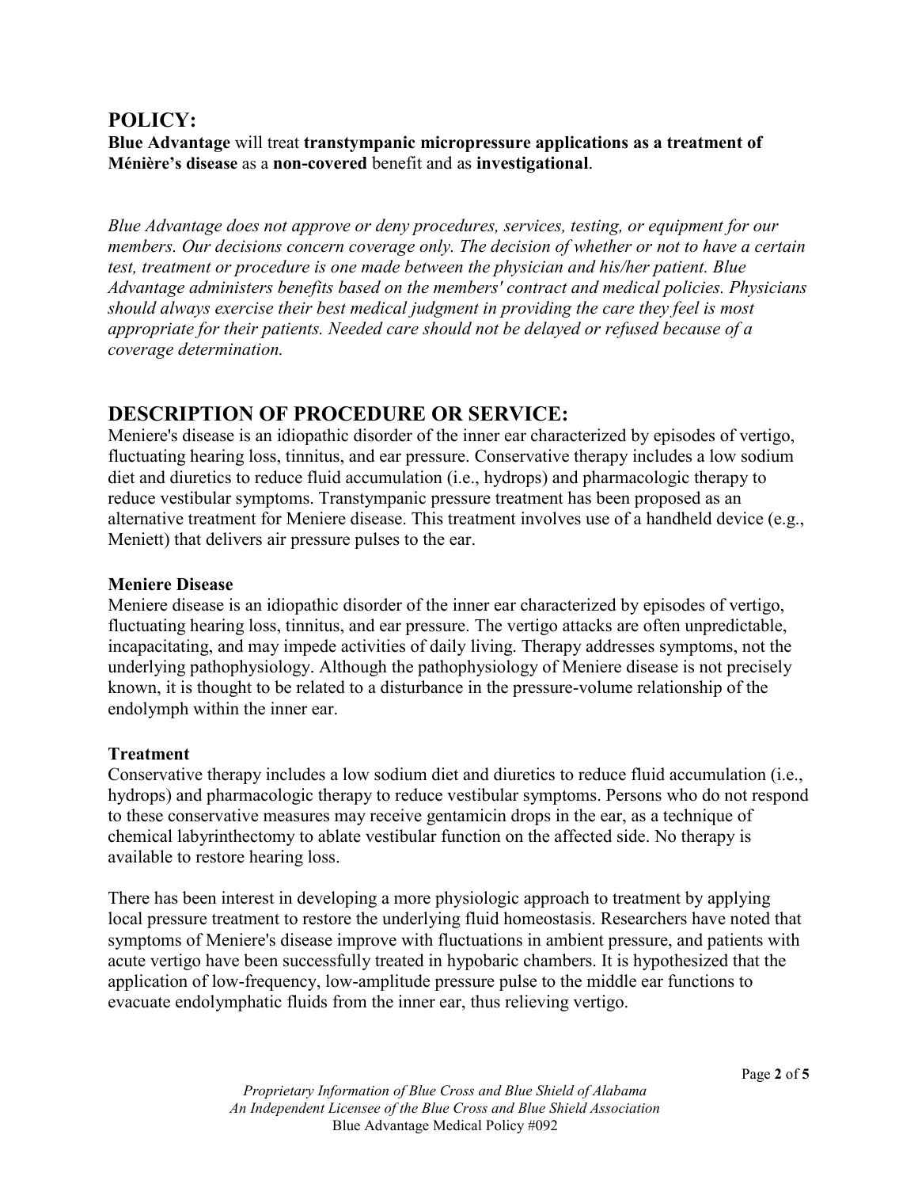## POLICY:

**Blue Advantage** will treat **transtympanic micropressure applications as a treatment of Ménière's disease** as a **non-covered** benefit and as **investigational**.

*Blue Advantage does not approve or deny procedures, services, testing, or equipment for our members. Our decisions concern coverage only. The decision of whether or not to have a certain test, treatment or procedure is one made between the physician and his/her patient. Blue Advantage administers benefits based on the members' contract and medical policies. Physicians should always exercise their best medical judgment in providing the care they feel is most appropriate for their patients. Needed care should not be delayed or refused because of a coverage determination.*

## DESCRIPTION OF PROCEDURE OR SERVICE:

Meniere's disease is an idiopathic disorder of the inner ear characterized by episodes of vertigo, fluctuating hearing loss, tinnitus, and ear pressure. Conservative therapy includes a low sodium diet and diuretics to reduce fluid accumulation (i.e., hydrops) and pharmacologic therapy to reduce vestibular symptoms. Transtympanic pressure treatment has been proposed as an alternative treatment for Meniere disease. This treatment involves use of a handheld device (e.g., Meniett) that delivers air pressure pulses to the ear.

### Meniere Disease

Meniere disease is an idiopathic disorder of the inner ear characterized by episodes of vertigo, fluctuating hearing loss, tinnitus, and ear pressure. The vertigo attacks are often unpredictable, incapacitating, and may impede activities of daily living. Therapy addresses symptoms, not the underlying pathophysiology. Although the pathophysiology of Meniere disease is not precisely known, it is thought to be related to a disturbance in the pressure-volume relationship of the endolymph within the inner ear.

### Treatment

Conservative therapy includes a low sodium diet and diuretics to reduce fluid accumulation (i.e., hydrops) and pharmacologic therapy to reduce vestibular symptoms. Persons who do not respond to these conservative measures may receive gentamicin drops in the ear, as a technique of chemical labyrinthectomy to ablate vestibular function on the affected side. No therapy is available to restore hearing loss.

There has been interest in developing a more physiologic approach to treatment by applying local pressure treatment to restore the underlying fluid homeostasis. Researchers have noted that symptoms of Meniere's disease improve with fluctuations in ambient pressure, and patients with acute vertigo have been successfully treated in hypobaric chambers. It is hypothesized that the application of low-frequency, low-amplitude pressure pulse to the middle ear functions to evacuate endolymphatic fluids from the inner ear, thus relieving vertigo.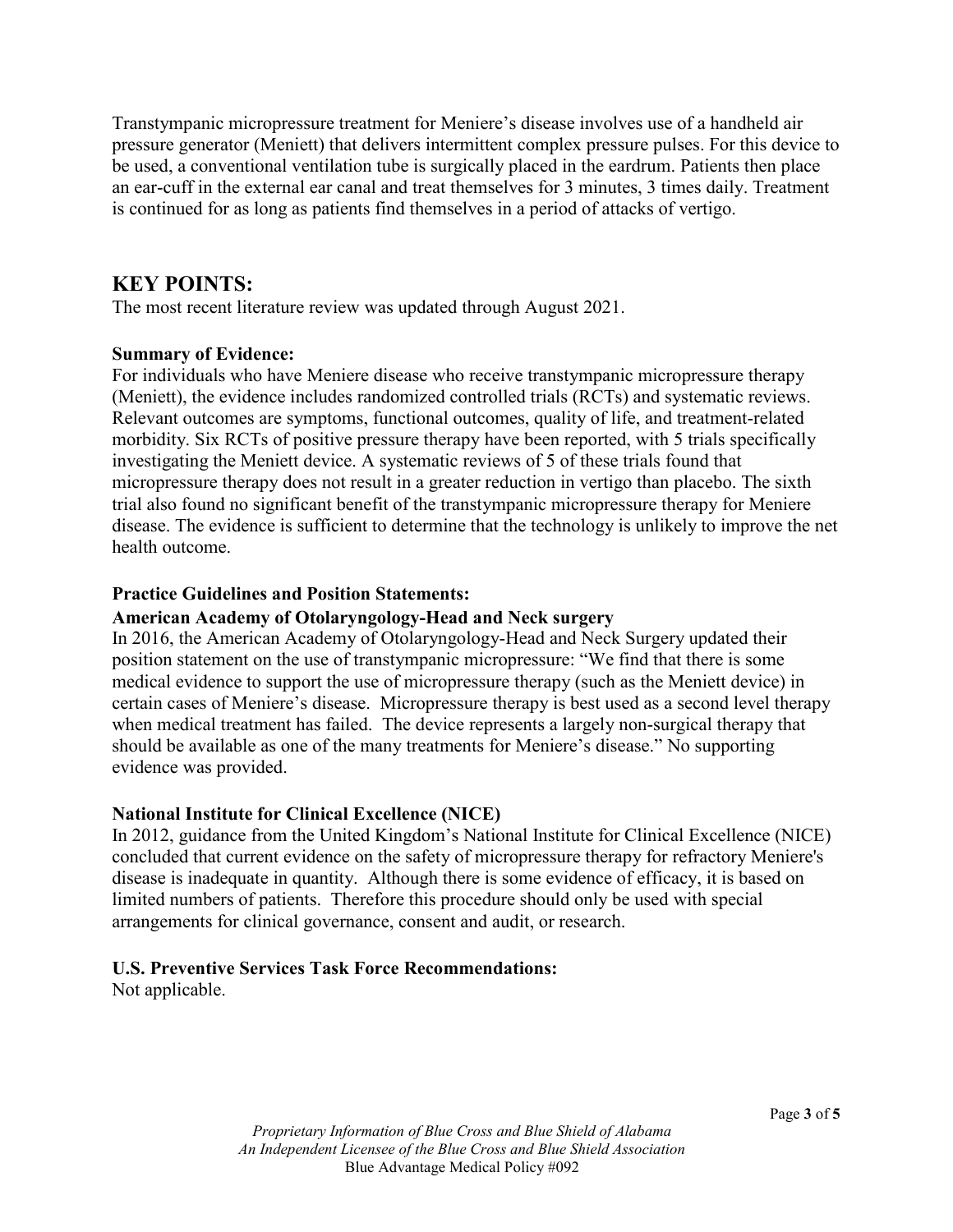Transtympanic micropressure treatment for Meniere's disease involves use of a handheld air pressure generator (Meniett) that delivers intermittent complex pressure pulses. For this device to be used, a conventional ventilation tube is surgically placed in the eardrum. Patients then place an ear-cuff in the external ear canal and treat themselves for 3 minutes, 3 times daily. Treatment is continued for as long as patients find themselves in a period of attacks of vertigo.

## KEY POINTS:

The most recent literature review was updated through August 2021.

### Summary of Evidence:

For individuals who have Meniere disease who receive transtympanic micropressure therapy (Meniett), the evidence includes randomized controlled trials (RCTs) and systematic reviews. Relevant outcomes are symptoms, functional outcomes, quality of life, and treatment-related morbidity. Six RCTs of positive pressure therapy have been reported, with 5 trials specifically investigating the Meniett device. A systematic reviews of 5 of these trials found that micropressure therapy does not result in a greater reduction in vertigo than placebo. The sixth trial also found no significant benefit of the transtympanic micropressure therapy for Meniere disease. The evidence is sufficient to determine that the technology is unlikely to improve the net health outcome.

### Practice Guidelines and Position Statements:

**American Academy of Otolaryngology-Head and Neck surgery**

In 2016, the American Academy of Otolaryngology-Head and Neck Surgery updated their position statement on the use of transtympanic micropressure: "We find that there is some medical evidence to support the use of micropressure therapy (such as the Meniett device) in certain cases of Meniere's disease. Micropressure therapy is best used as a second level therapy when medical treatment has failed. The device represents a largely non-surgical therapy that should be available as one of the many treatments for Meniere's disease." No supporting evidence was provided.

**National Institute for Clinical Excellence (NICE)**

In 2012, guidance from the United Kingdom's National Institute for Clinical Excellence (NICE) concluded that current evidence on the safety of micropressure therapy for refractory Meniere's disease is inadequate in quantity. Although there is some evidence of efficacy, it is based on limited numbers of patients. Therefore this procedure should only be used with special arrangements for clinical governance, consent and audit, or research.

### U.S. Preventive Services Task Force Recommendations:

Not applicable.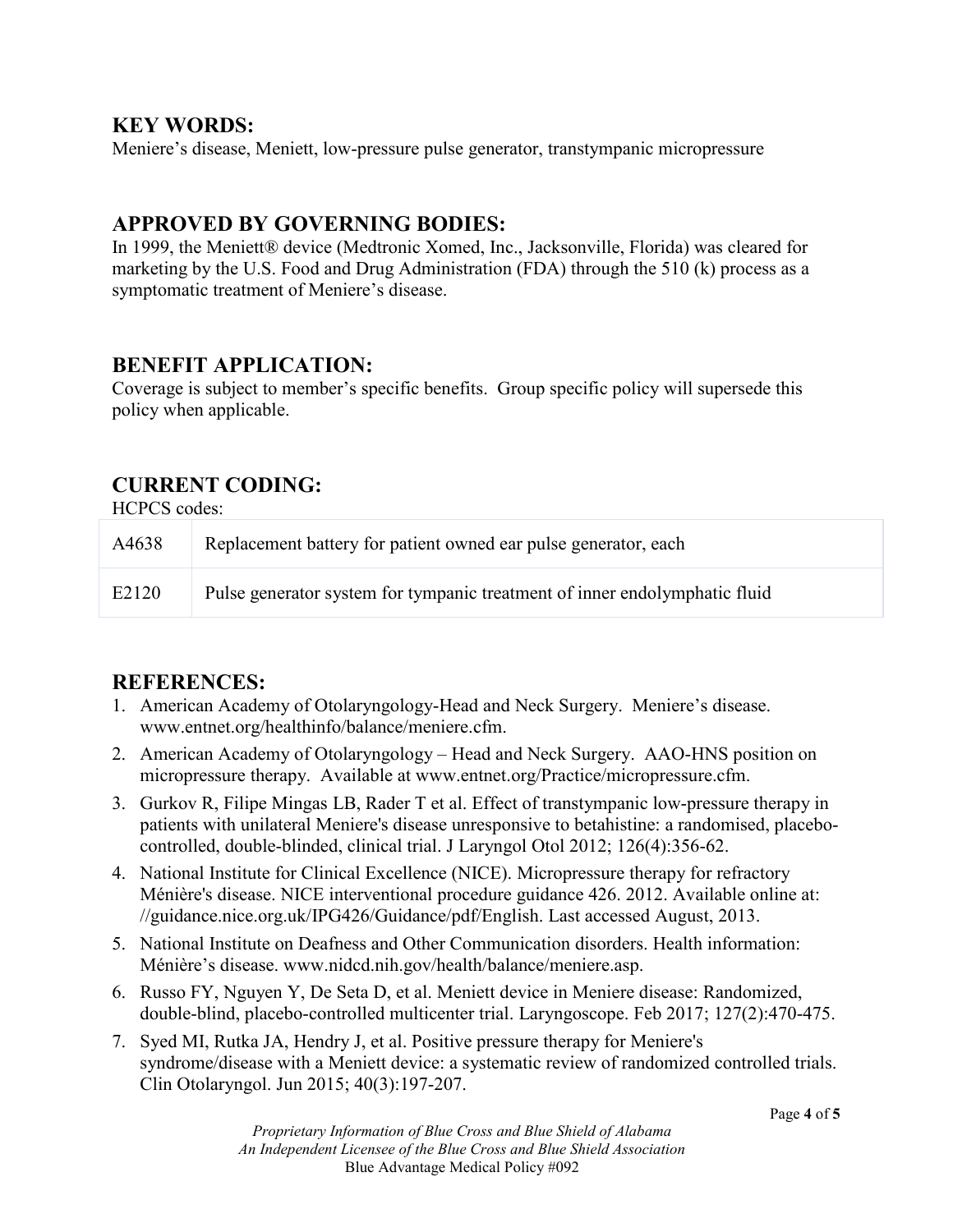## KEY WORDS:

Meniere's disease, Meniett, low-pressure pulse generator, transtympanic micropressure

## APPROVED BY GOVERNING BODIES:

In 1999, the Meniett® device (Medtronic Xomed, Inc., Jacksonville, Florida) was cleared for marketing by the U.S. Food and Drug Administration (FDA) through the 510 (k) process as a symptomatic treatment of Meniere's disease.

## BENEFIT APPLICATION:

Coverage is subject to member's specific benefits. Group specific policy will supersede this policy when applicable.

## CURRENT CODING:

HCPCS codes:

| | |
|---|---|
| A4638 | Replacement battery for patient owned ear pulse generator, each |
| E2120 | Pulse generator system for tympanic treatment of inner endolymphatic fluid |

## REFERENCES:

1. American Academy of Otolaryngology-Head and Neck Surgery. Meniere's disease. www.entnet.org/healthinfo/balance/meniere.cfm.
2. American Academy of Otolaryngology – Head and Neck Surgery. AAO-HNS position on micropressure therapy. Available at www.entnet.org/Practice/micropressure.cfm.
3. Gurkov R, Filipe Mingas LB, Rader T et al. Effect of transtympanic low-pressure therapy in patients with unilateral Meniere's disease unresponsive to betahistine: a randomised, placebo-controlled, double-blinded, clinical trial. J Laryngol Otol 2012; 126(4):356-62.
4. National Institute for Clinical Excellence (NICE). Micropressure therapy for refractory Ménière's disease. NICE interventional procedure guidance 426. 2012. Available online at: //guidance.nice.org.uk/IPG426/Guidance/pdf/English. Last accessed August, 2013.
5. National Institute on Deafness and Other Communication disorders. Health information: Ménière's disease. www.nidcd.nih.gov/health/balance/meniere.asp.
6. Russo FY, Nguyen Y, De Seta D, et al. Meniett device in Meniere disease: Randomized, double-blind, placebo-controlled multicenter trial. Laryngoscope. Feb 2017; 127(2):470-475.
7. Syed MI, Rutka JA, Hendry J, et al. Positive pressure therapy for Meniere's syndrome/disease with a Meniett device: a systematic review of randomized controlled trials. Clin Otolaryngol. Jun 2015; 40(3):197-207.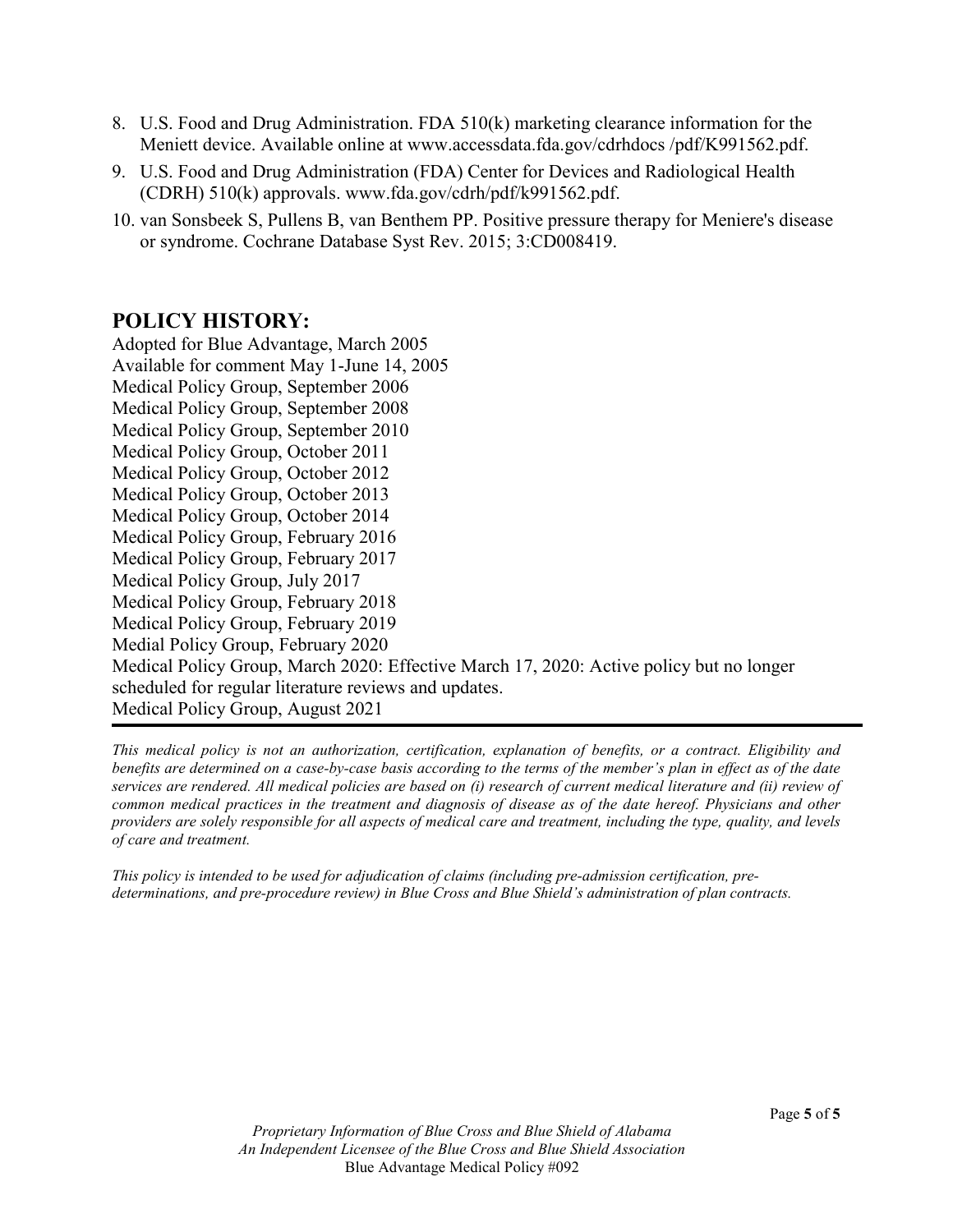8. U.S. Food and Drug Administration. FDA 510(k) marketing clearance information for the Meniett device. Available online at www.accessdata.fda.gov/cdrhdocs /pdf/K991562.pdf.
9. U.S. Food and Drug Administration (FDA) Center for Devices and Radiological Health (CDRH) 510(k) approvals. www.fda.gov/cdrh/pdf/k991562.pdf.
10. van Sonsbeek S, Pullens B, van Benthem PP. Positive pressure therapy for Meniere's disease or syndrome. Cochrane Database Syst Rev. 2015; 3:CD008419.

## POLICY HISTORY:

Adopted for Blue Advantage, March 2005
Available for comment May 1-June 14, 2005
Medical Policy Group, September 2006
Medical Policy Group, September 2008
Medical Policy Group, September 2010
Medical Policy Group, October 2011
Medical Policy Group, October 2012
Medical Policy Group, October 2013
Medical Policy Group, October 2014
Medical Policy Group, February 2016
Medical Policy Group, February 2017
Medical Policy Group, July 2017
Medical Policy Group, February 2018
Medical Policy Group, February 2019
Medial Policy Group, February 2020
Medical Policy Group, March 2020: Effective March 17, 2020: Active policy but no longer scheduled for regular literature reviews and updates.
Medical Policy Group, August 2021

---

*This medical policy is not an authorization, certification, explanation of benefits, or a contract. Eligibility and benefits are determined on a case-by-case basis according to the terms of the member's plan in effect as of the date services are rendered. All medical policies are based on (i) research of current medical literature and (ii) review of common medical practices in the treatment and diagnosis of disease as of the date hereof. Physicians and other providers are solely responsible for all aspects of medical care and treatment, including the type, quality, and levels of care and treatment.*

*This policy is intended to be used for adjudication of claims (including pre-admission certification, pre-determinations, and pre-procedure review) in Blue Cross and Blue Shield's administration of plan contracts.*